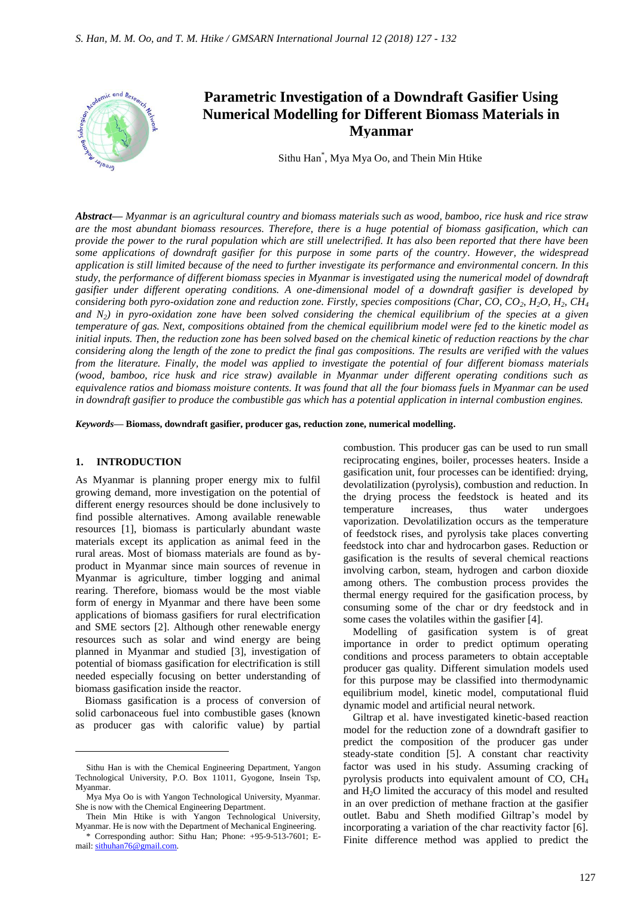# Parametric Investigation of a Downdraft Gasifier Using Numerical Modelling for Different Biomass Materials in Myanmar

Sithu Han*, Mya Mya Oo, and Thein Min Htike

***Abstract*— *Myanmar is an agricultural country and biomass materials such as wood, bamboo, rice husk and rice straw are the most abundant biomass resources. Therefore, there is a huge potential of biomass gasification, which can provide the power to the rural population which are still unelectrified. It has also been reported that there have been some applications of downdraft gasifier for this purpose in some parts of the country. However, the widespread application is still limited because of the need to further investigate its performance and environmental concern. In this study, the performance of different biomass species in Myanmar is investigated using the numerical model of downdraft gasifier under different operating conditions. A one-dimensional model of a downdraft gasifier is developed by considering both pyro-oxidation zone and reduction zone. Firstly, species compositions (Char, CO, $CO_2$, $H_2O$, $H_2$, $CH_4$ and $N_2$) in pyro-oxidation zone have been solved considering the chemical equilibrium of the species at a given temperature of gas. Next, compositions obtained from the chemical equilibrium model were fed to the kinetic model as initial inputs. Then, the reduction zone has been solved based on the chemical kinetic of reduction reactions by the char considering along the length of the zone to predict the final gas compositions. The results are verified with the values from the literature. Finally, the model was applied to investigate the potential of four different biomass materials (wood, bamboo, rice husk and rice straw) available in Myanmar under different operating conditions such as equivalence ratios and biomass moisture contents. It was found that all the four biomass fuels in Myanmar can be used in downdraft gasifier to produce the combustible gas which has a potential application in internal combustion engines.***

***Keywords*— Biomass, downdraft gasifier, producer gas, reduction zone, numerical modelling.**

## 1. INTRODUCTION

As Myanmar is planning proper energy mix to fulfil growing demand, more investigation on the potential of different energy resources should be done inclusively to find possible alternatives. Among available renewable resources [1], biomass is particularly abundant waste materials except its application as animal feed in the rural areas. Most of biomass materials are found as by-product in Myanmar since main sources of revenue in Myanmar is agriculture, timber logging and animal rearing. Therefore, biomass would be the most viable form of energy in Myanmar and there have been some applications of biomass gasifiers for rural electrification and SME sectors [2]. Although other renewable energy resources such as solar and wind energy are being planned in Myanmar and studied [3], investigation of potential of biomass gasification for electrification is still needed especially focusing on better understanding of biomass gasification inside the reactor.

Biomass gasification is a process of conversion of solid carbonaceous fuel into combustible gases (known as producer gas with calorific value) by partial combustion. This producer gas can be used to run small reciprocating engines, boiler, processes heaters. Inside a gasification unit, four processes can be identified: drying, devolatilization (pyrolysis), combustion and reduction. In the drying process the feedstock is heated and its temperature increases, thus water undergoes vaporization. Devolatilization occurs as the temperature of feedstock rises, and pyrolysis take places converting feedstock into char and hydrocarbon gases. Reduction or gasification is the results of several chemical reactions involving carbon, steam, hydrogen and carbon dioxide among others. The combustion process provides the thermal energy required for the gasification process, by consuming some of the char or dry feedstock and in some cases the volatiles within the gasifier [4].

Modelling of gasification system is of great importance in order to predict optimum operating conditions and process parameters to obtain acceptable producer gas quality. Different simulation models used for this purpose may be classified into thermodynamic equilibrium model, kinetic model, computational fluid dynamic model and artificial neural network.

Giltrap et al. have investigated kinetic-based reaction model for the reduction zone of a downdraft gasifier to predict the composition of the producer gas under steady-state condition [5]. A constant char reactivity factor was used in his study. Assuming cracking of pyrolysis products into equivalent amount of CO, $CH_4$ and $H_2O$ limited the accuracy of this model and resulted in an over prediction of methane fraction at the gasifier outlet. Babu and Sheth modified Giltrap's model by incorporating a variation of the char reactivity factor [6]. Finite difference method was applied to predict the

---

Sithu Han is with the Chemical Engineering Department, Yangon Technological University, P.O. Box 11011, Gyogone, Insein Tsp, Myanmar.

Mya Mya Oo is with Yangon Technological University, Myanmar. She is now with the Chemical Engineering Department.

Thein Min Htike is with Yangon Technological University, Myanmar. He is now with the Department of Mechanical Engineering.

* Corresponding author: Sithu Han; Phone: +95-9-513-7601; E-mail: sithuhan76@gmail.com.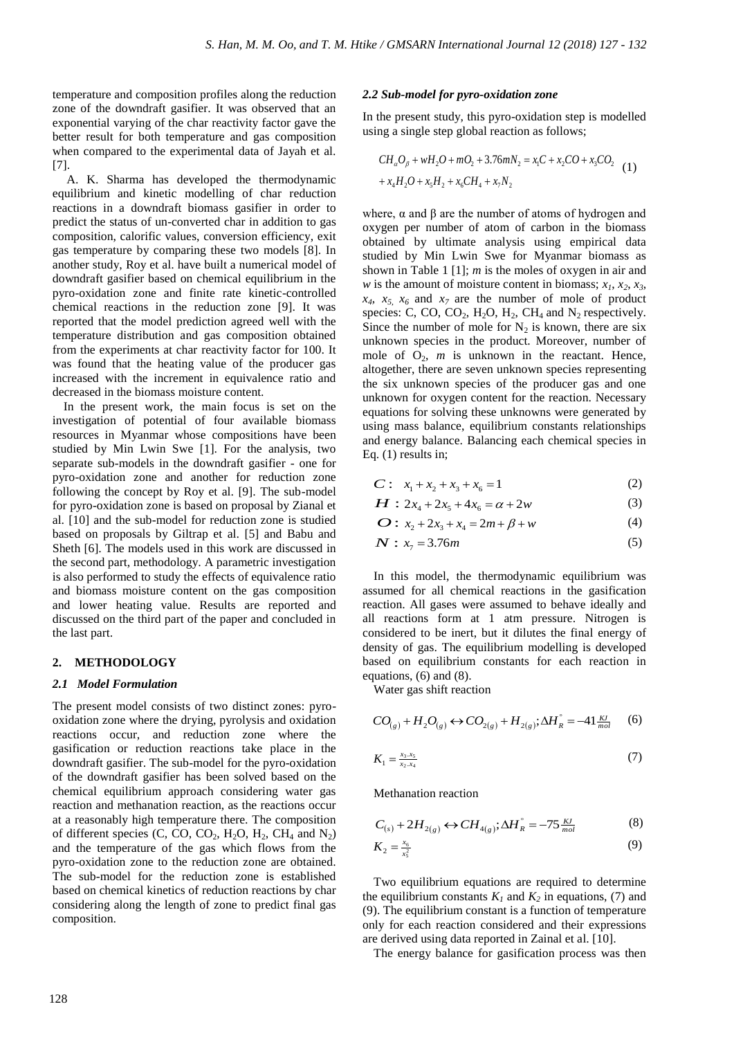temperature and composition profiles along the reduction zone of the downdraft gasifier. It was observed that an exponential varying of the char reactivity factor gave the better result for both temperature and gas composition when compared to the experimental data of Jayah et al. [7].

A. K. Sharma has developed the thermodynamic equilibrium and kinetic modelling of char reduction reactions in a downdraft biomass gasifier in order to predict the status of un-converted char in addition to gas composition, calorific values, conversion efficiency, exit gas temperature by comparing these two models [8]. In another study, Roy et al. have built a numerical model of downdraft gasifier based on chemical equilibrium in the pyro-oxidation zone and finite rate kinetic-controlled chemical reactions in the reduction zone [9]. It was reported that the model prediction agreed well with the temperature distribution and gas composition obtained from the experiments at char reactivity factor for 100. It was found that the heating value of the producer gas increased with the increment in equivalence ratio and decreased in the biomass moisture content.

In the present work, the main focus is set on the investigation of potential of four available biomass resources in Myanmar whose compositions have been studied by Min Lwin Swe [1]. For the analysis, two separate sub-models in the downdraft gasifier - one for pyro-oxidation zone and another for reduction zone following the concept by Roy et al. [9]. The sub-model for pyro-oxidation zone is based on proposal by Zianal et al. [10] and the sub-model for reduction zone is studied based on proposals by Giltrap et al. [5] and Babu and Sheth [6]. The models used in this work are discussed in the second part, methodology. A parametric investigation is also performed to study the effects of equivalence ratio and biomass moisture content on the gas composition and lower heating value. Results are reported and discussed on the third part of the paper and concluded in the last part.

## 2. METHODOLOGY

### *2.1 Model Formulation*

The present model consists of two distinct zones: pyro-oxidation zone where the drying, pyrolysis and oxidation reactions occur, and reduction zone where the gasification or reduction reactions take place in the downdraft gasifier. The sub-model for the pyro-oxidation of the downdraft gasifier has been solved based on the chemical equilibrium approach considering water gas reaction and methanation reaction, as the reactions occur at a reasonably high temperature there. The composition of different species (C, CO, $CO_2$, $H_2O$, $H_2$, $CH_4$ and $N_2$) and the temperature of the gas which flows from the pyro-oxidation zone to the reduction zone are obtained. The sub-model for the reduction zone is established based on chemical kinetics of reduction reactions by char considering along the length of zone to predict final gas composition.

### *2.2 Sub-model for pyro-oxidation zone*

In the present study, this pyro-oxidation step is modelled using a single step global reaction as follows;

$$CH_{\alpha}O_{\beta} + wH_2O + mO_2 + 3.76mN_2 = x_1C + x_2CO + x_3CO_2 + x_4H_2O + x_5H_2 + x_6CH_4 + x_7N_2 \tag{1}$$

where, α and β are the number of atoms of hydrogen and oxygen per number of atom of carbon in the biomass obtained by ultimate analysis using empirical data studied by Min Lwin Swe for Myanmar biomass as shown in Table 1 [1]; $m$ is the moles of oxygen in air and $w$ is the amount of moisture content in biomass; $x_1$, $x_2$, $x_3$, $x_4$, $x_5$, $x_6$ and $x_7$ are the number of mole of product species: C, CO, $CO_2$, $H_2O$, $H_2$, $CH_4$ and $N_2$ respectively. Since the number of mole for $N_2$ is known, there are six unknown species in the product. Moreover, number of mole of $O_2$, $m$ is unknown in the reactant. Hence, altogether, there are seven unknown species representing the six unknown species of the producer gas and one unknown for oxygen content for the reaction. Necessary equations for solving these unknowns were generated by using mass balance, equilibrium constants relationships and energy balance. Balancing each chemical species in Eq. (1) results in;

$$\boldsymbol{C}: \; x_1 + x_2 + x_3 + x_6 = 1 \tag{2}$$

$$\boldsymbol{H}: \; 2x_4 + 2x_5 + 4x_6 = \alpha + 2w \tag{3}$$

$$\boldsymbol{O}: \; x_2 + 2x_3 + x_4 = 2m + \beta + w \tag{4}$$

$$\boldsymbol{N}: \; x_7 = 3.76m \tag{5}$$

In this model, the thermodynamic equilibrium was assumed for all chemical reactions in the gasification reaction. All gases were assumed to behave ideally and all reactions form at 1 atm pressure. Nitrogen is considered to be inert, but it dilutes the final energy of density of gas. The equilibrium modelling is developed based on equilibrium constants for each reaction in equations, (6) and (8).

Water gas shift reaction

$$CO_{(g)} + H_2O_{(g)} \leftrightarrow CO_{2(g)} + H_{2(g)}; \Delta H_R^{\circ} = -41 \tfrac{KJ}{mol} \tag{6}$$

$$K_1 = \frac{x_3 . x_5}{x_2 . x_4} \tag{7}$$

Methanation reaction

$$C_{(s)} + 2H_{2(g)} \leftrightarrow CH_{4(g)}; \Delta H_R^{\circ} = -75 \tfrac{KJ}{mol} \tag{8}$$

$$K_2 = \frac{x_6}{x_5^2} \tag{9}$$

Two equilibrium equations are required to determine the equilibrium constants $K_1$ and $K_2$ in equations, (7) and (9). The equilibrium constant is a function of temperature only for each reaction considered and their expressions are derived using data reported in Zainal et al. [10].

The energy balance for gasification process was then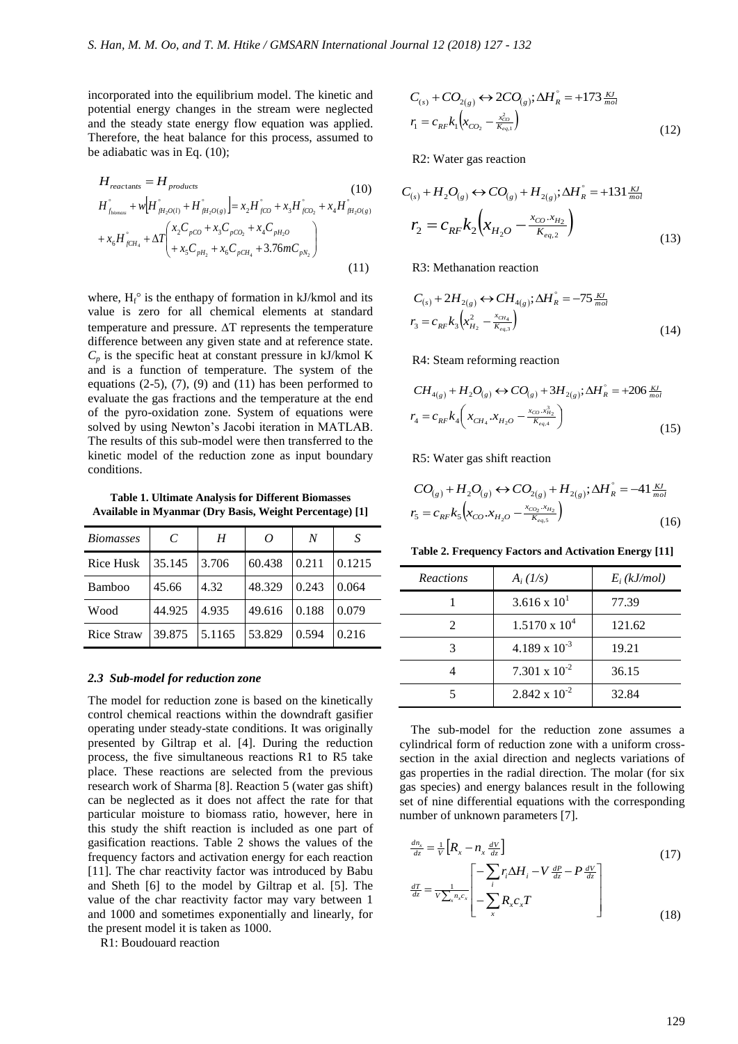incorporated into the equilibrium model. The kinetic and potential energy changes in the stream were neglected and the steady state energy flow equation was applied. Therefore, the heat balance for this process, assumed to be adiabatic was in Eq. (10);

$$H_{reactants} = H_{products} \tag{10}$$

$$H^{\circ}_{f_{biomass}} + w\left[H^{\circ}_{fH_2O(l)} + H^{\circ}_{fH_2O(g)}\right] = x_2 H^{\circ}_{fCO} + x_3 H^{\circ}_{fCO_2} + x_4 H^{\circ}_{fH_2O(g)} + x_6 H^{\circ}_{fCH_4} + \Delta T\begin{pmatrix} x_2 C_{pCO} + x_3 C_{pCO_2} + x_4 C_{pH_2O} \\ + x_5 C_{pH_2} + x_6 C_{pCH_4} + 3.76 m C_{pN_2} \end{pmatrix} \tag{11}$$

where, $H_f^\circ$ is the enthapy of formation in kJ/kmol and its value is zero for all chemical elements at standard temperature and pressure. $\Delta T$ represents the temperature difference between any given state and at reference state. $C_p$ is the specific heat at constant pressure in kJ/kmol K and is a function of temperature. The system of the equations (2-5), (7), (9) and (11) has been performed to evaluate the gas fractions and the temperature at the end of the pyro-oxidation zone. System of equations were solved by using Newton's Jacobi iteration in MATLAB. The results of this sub-model were then transferred to the kinetic model of the reduction zone as input boundary conditions.

**Table 1. Ultimate Analysis for Different Biomasses Available in Myanmar (Dry Basis, Weight Percentage) [1]**

| *Biomasses* | *C* | *H* | *O* | *N* | *S* |
|---|---|---|---|---|---|
| Rice Husk | 35.145 | 3.706 | 60.438 | 0.211 | 0.1215 |
| Bamboo | 45.66 | 4.32 | 48.329 | 0.243 | 0.064 |
| Wood | 44.925 | 4.935 | 49.616 | 0.188 | 0.079 |
| Rice Straw | 39.875 | 5.1165 | 53.829 | 0.594 | 0.216 |

### *2.3 Sub-model for reduction zone*

The model for reduction zone is based on the kinetically control chemical reactions within the downdraft gasifier operating under steady-state conditions. It was originally presented by Giltrap et al. [4]. During the reduction process, the five simultaneous reactions R1 to R5 take place. These reactions are selected from the previous research work of Sharma [8]. Reaction 5 (water gas shift) can be neglected as it does not affect the rate for that particular moisture to biomass ratio, however, here in this study the shift reaction is included as one part of gasification reactions. Table 2 shows the values of the frequency factors and activation energy for each reaction [11]. The char reactivity factor was introduced by Babu and Sheth [6] to the model by Giltrap et al. [5]. The value of the char reactivity factor may vary between 1 and 1000 and sometimes exponentially and linearly, for the present model it is taken as 1000.

R1: Boudouard reaction

$$C_{(s)} + CO_{2(g)} \leftrightarrow 2CO_{(g)}; \Delta H^{\circ}_R = +173 \tfrac{KJ}{mol}$$

$$r_1 = c_{RF} k_1 \left(x_{CO_2} - \tfrac{x_{CO}^2}{K_{eq,1}}\right) \tag{12}$$

R2: Water gas reaction

$$C_{(s)} + H_2O_{(g)} \leftrightarrow CO_{(g)} + H_{2(g)}; \Delta H^{\circ}_R = +131 \tfrac{KJ}{mol}$$

$$r_2 = c_{RF} k_2 \left(x_{H_2O} - \frac{x_{CO}.x_{H_2}}{K_{eq,2}}\right) \tag{13}$$

R3: Methanation reaction

$$C_{(s)} + 2H_{2(g)} \leftrightarrow CH_{4(g)}; \Delta H^{\circ}_R = -75 \tfrac{KJ}{mol}$$

$$r_3 = c_{RF} k_3 \left(x_{H_2}^2 - \tfrac{x_{CH_4}}{K_{eq,3}}\right) \tag{14}$$

R4: Steam reforming reaction

$$CH_{4(g)} + H_2O_{(g)} \leftrightarrow CO_{(g)} + 3H_{2(g)}; \Delta H^{\circ}_R = +206 \tfrac{KJ}{mol}$$

$$r_4 = c_{RF} k_4 \left(x_{CH_4}.x_{H_2O} - \tfrac{x_{CO}.x_{H_2}^3}{K_{eq,4}}\right) \tag{15}$$

R5: Water gas shift reaction

$$CO_{(g)} + H_2O_{(g)} \leftrightarrow CO_{2(g)} + H_{2(g)}; \Delta H^{\circ}_R = -41 \tfrac{KJ}{mol}$$

$$r_5 = c_{RF} k_5 \left(x_{CO}.x_{H_2O} - \tfrac{x_{CO_2}.x_{H_2}}{K_{eq,5}}\right) \tag{16}$$

**Table 2. Frequency Factors and Activation Energy [11]**

| *Reactions* | $A_i$ *(1/s)* | $E_i$ *(kJ/mol)* |
|---|---|---|
| 1 | $3.616 \times 10^{1}$ | 77.39 |
| 2 | $1.5170 \times 10^{4}$ | 121.62 |
| 3 | $4.189 \times 10^{-3}$ | 19.21 |
| 4 | $7.301 \times 10^{-2}$ | 36.15 |
| 5 | $2.842 \times 10^{-2}$ | 32.84 |

The sub-model for the reduction zone assumes a cylindrical form of reduction zone with a uniform cross-section in the axial direction and neglects variations of gas properties in the radial direction. The molar (for six gas species) and energy balances result in the following set of nine differential equations with the corresponding number of unknown parameters [7].

$$\frac{dn_x}{dz} = \frac{1}{V}\left[R_x - n_x \frac{dV}{dz}\right] \tag{17}$$

$$\frac{dT}{dz} = \frac{1}{V\sum_x n_x c_x}\left[\begin{matrix} -\sum_i r_i \Delta H_i - V\frac{dP}{dz} - P\frac{dV}{dz} \\ -\sum_x R_x c_x T \end{matrix}\right] \tag{18}$$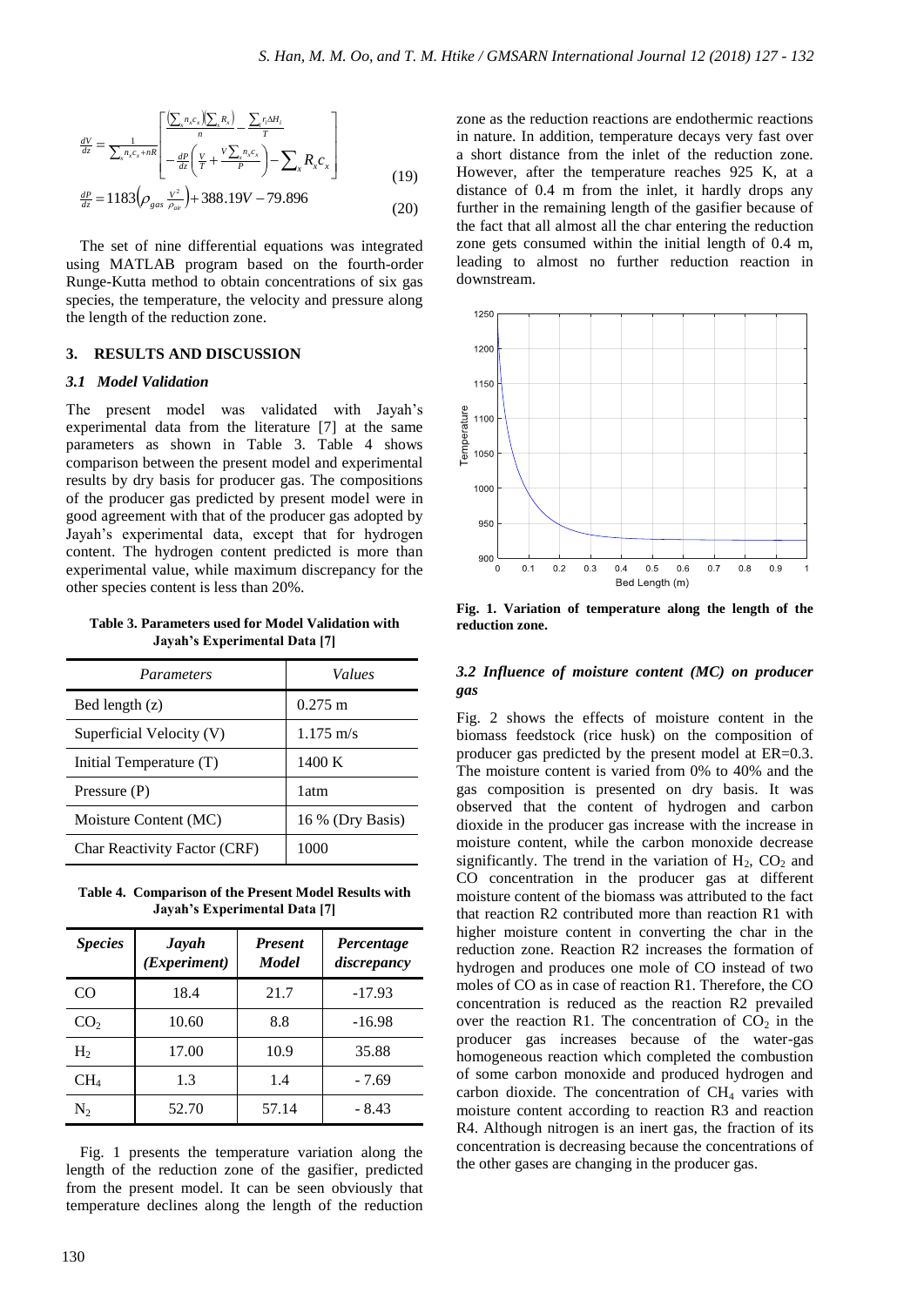$$\frac{dV}{dz} = \frac{1}{\sum_x n_x c_x + nR} \left[ \frac{\left(\sum_x n_x c_x\right)\left(\sum_x R_x\right)}{n} - \frac{\sum_i r_i \Delta H_i}{T} \atop - \frac{dP}{dz}\left(\frac{V}{T} + \frac{V \sum_x n_x c_x}{P}\right) - \sum_x R_x c_x \right] \quad (19)$$

$$\frac{dP}{dz} = 1183\left(\rho_{gas} \frac{V^2}{\rho_{air}}\right) + 388.19V - 79.896 \quad (20)$$

The set of nine differential equations was integrated using MATLAB program based on the fourth-order Runge-Kutta method to obtain concentrations of six gas species, the temperature, the velocity and pressure along the length of the reduction zone.

## 3. RESULTS AND DISCUSSION

### *3.1 Model Validation*

The present model was validated with Jayah's experimental data from the literature [7] at the same parameters as shown in Table 3. Table 4 shows comparison between the present model and experimental results by dry basis for producer gas. The compositions of the producer gas predicted by present model were in good agreement with that of the producer gas adopted by Jayah's experimental data, except that for hydrogen content. The hydrogen content predicted is more than experimental value, while maximum discrepancy for the other species content is less than 20%.

**Table 3. Parameters used for Model Validation with Jayah's Experimental Data [7]**

| *Parameters* | *Values* |
|---|---|
| Bed length (z) | 0.275 m |
| Superficial Velocity (V) | 1.175 m/s |
| Initial Temperature (T) | 1400 K |
| Pressure (P) | 1atm |
| Moisture Content (MC) | 16 % (Dry Basis) |
| Char Reactivity Factor (CRF) | 1000 |

**Table 4. Comparison of the Present Model Results with Jayah's Experimental Data [7]**

| *Species* | *Jayah (Experiment)* | *Present Model* | *Percentage discrepancy* |
|---|---|---|---|
| CO | 18.4 | 21.7 | -17.93 |
| $CO_2$ | 10.60 | 8.8 | -16.98 |
| $H_2$ | 17.00 | 10.9 | 35.88 |
| $CH_4$ | 1.3 | 1.4 | - 7.69 |
| $N_2$ | 52.70 | 57.14 | - 8.43 |

Fig. 1 presents the temperature variation along the length of the reduction zone of the gasifier, predicted from the present model. It can be seen obviously that temperature declines along the length of the reduction zone as the reduction reactions are endothermic reactions in nature. In addition, temperature decays very fast over a short distance from the inlet of the reduction zone. However, after the temperature reaches 925 K, at a distance of 0.4 m from the inlet, it hardly drops any further in the remaining length of the gasifier because of the fact that all almost all the char entering the reduction zone gets consumed within the initial length of 0.4 m, leading to almost no further reduction reaction in downstream.

**Fig. 1. Variation of temperature along the length of the reduction zone.**

### *3.2 Influence of moisture content (MC) on producer gas*

Fig. 2 shows the effects of moisture content in the biomass feedstock (rice husk) on the composition of producer gas predicted by the present model at ER=0.3. The moisture content is varied from 0% to 40% and the gas composition is presented on dry basis. It was observed that the content of hydrogen and carbon dioxide in the producer gas increase with the increase in moisture content, while the carbon monoxide decrease significantly. The trend in the variation of $H_2$, $CO_2$ and CO concentration in the producer gas at different moisture content of the biomass was attributed to the fact that reaction R2 contributed more than reaction R1 with higher moisture content in converting the char in the reduction zone. Reaction R2 increases the formation of hydrogen and produces one mole of CO instead of two moles of CO as in case of reaction R1. Therefore, the CO concentration is reduced as the reaction R2 prevailed over the reaction R1. The concentration of $CO_2$ in the producer gas increases because of the water-gas homogeneous reaction which completed the combustion of some carbon monoxide and produced hydrogen and carbon dioxide. The concentration of $CH_4$ varies with moisture content according to reaction R3 and reaction R4. Although nitrogen is an inert gas, the fraction of its concentration is decreasing because the concentrations of the other gases are changing in the producer gas.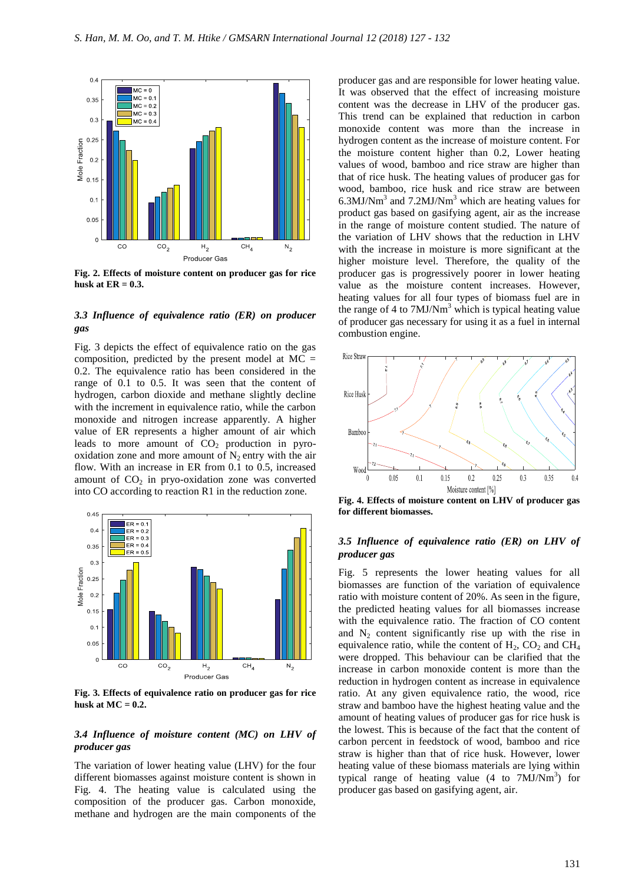**Fig. 2. Effects of moisture content on producer gas for rice husk at ER = 0.3.**

### *3.3 Influence of equivalence ratio (ER) on producer gas*

Fig. 3 depicts the effect of equivalence ratio on the gas composition, predicted by the present model at MC = 0.2. The equivalence ratio has been considered in the range of 0.1 to 0.5. It was seen that the content of hydrogen, carbon dioxide and methane slightly decline with the increment in equivalence ratio, while the carbon monoxide and nitrogen increase apparently. A higher value of ER represents a higher amount of air which leads to more amount of $CO_2$ production in pyro-oxidation zone and more amount of $N_2$ entry with the air flow. With an increase in ER from 0.1 to 0.5, increased amount of $CO_2$ in pryo-oxidation zone was converted into CO according to reaction R1 in the reduction zone.

**Fig. 3. Effects of equivalence ratio on producer gas for rice husk at MC = 0.2.**

### *3.4 Influence of moisture content (MC) on LHV of producer gas*

The variation of lower heating value (LHV) for the four different biomasses against moisture content is shown in Fig. 4. The heating value is calculated using the composition of the producer gas. Carbon monoxide, methane and hydrogen are the main components of the producer gas and are responsible for lower heating value. It was observed that the effect of increasing moisture content was the decrease in LHV of the producer gas. This trend can be explained that reduction in carbon monoxide content was more than the increase in hydrogen content as the increase of moisture content. For the moisture content higher than 0.2, Lower heating values of wood, bamboo and rice straw are higher than that of rice husk. The heating values of producer gas for wood, bamboo, rice husk and rice straw are between 6.3MJ/Nm$^3$ and 7.2MJ/Nm$^3$ which are heating values for product gas based on gasifying agent, air as the increase in the range of moisture content studied. The nature of the variation of LHV shows that the reduction in LHV with the increase in moisture is more significant at the higher moisture level. Therefore, the quality of the producer gas is progressively poorer in lower heating value as the moisture content increases. However, heating values for all four types of biomass fuel are in the range of 4 to 7MJ/Nm$^3$ which is typical heating value of producer gas necessary for using it as a fuel in internal combustion engine.

**Fig. 4. Effects of moisture content on LHV of producer gas for different biomasses.**

### *3.5 Influence of equivalence ratio (ER) on LHV of producer gas*

Fig. 5 represents the lower heating values for all biomasses are function of the variation of equivalence ratio with moisture content of 20%. As seen in the figure, the predicted heating values for all biomasses increase with the equivalence ratio. The fraction of CO content and $N_2$ content significantly rise up with the rise in equivalence ratio, while the content of $H_2$, $CO_2$ and $CH_4$ were dropped. This behaviour can be clarified that the increase in carbon monoxide content is more than the reduction in hydrogen content as increase in equivalence ratio. At any given equivalence ratio, the wood, rice straw and bamboo have the highest heating value and the amount of heating values of producer gas for rice husk is the lowest. This is because of the fact that the content of carbon percent in feedstock of wood, bamboo and rice straw is higher than that of rice husk. However, lower heating value of these biomass materials are lying within typical range of heating value (4 to 7MJ/Nm$^3$) for producer gas based on gasifying agent, air.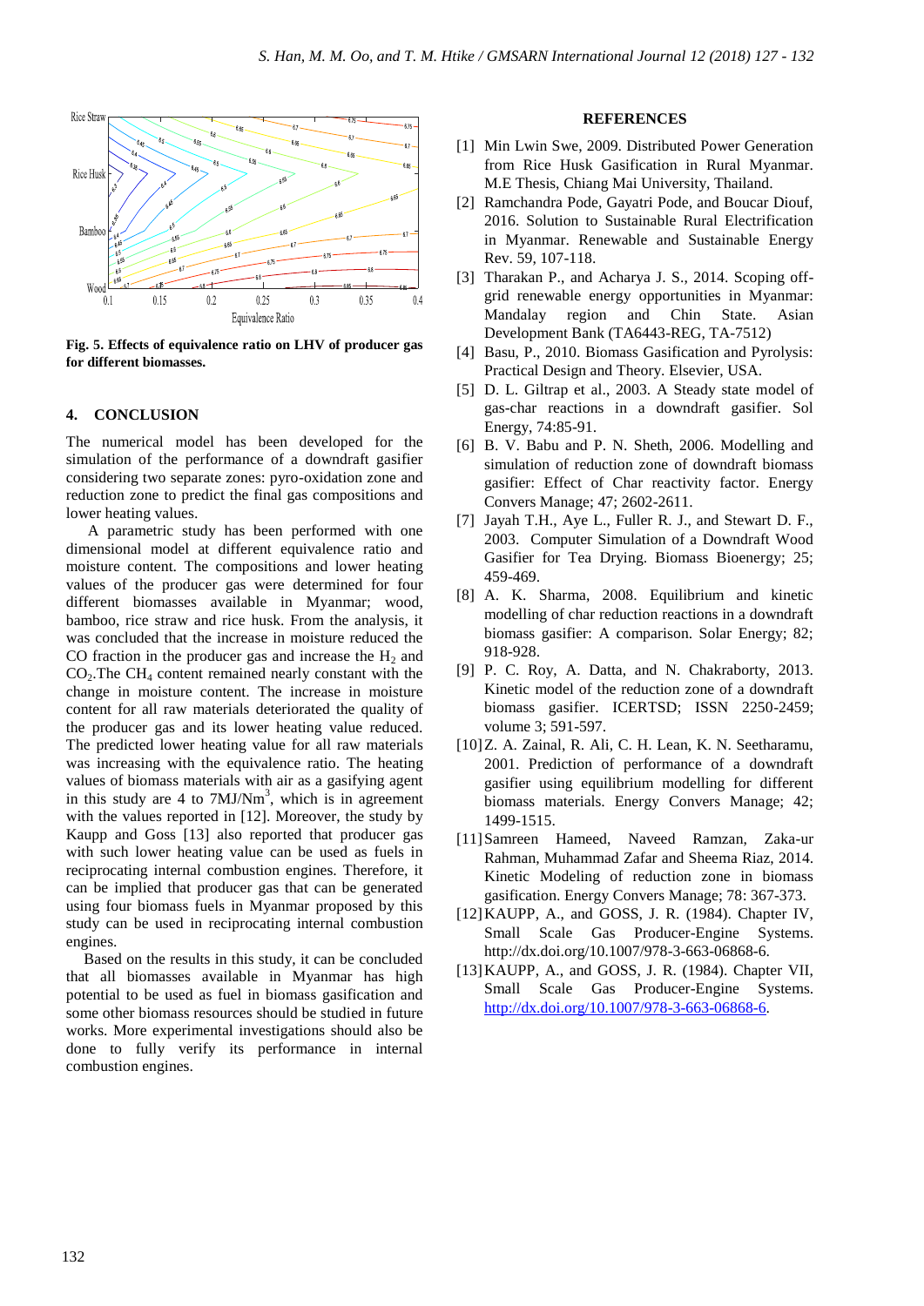Rice Straw
Rice Husk
Bamboo
Wood
0.1 0.15 0.2 0.25 0.3 0.35 0.4
Equivalence Ratio

**Fig. 5. Effects of equivalence ratio on LHV of producer gas for different biomasses.**

## 4. CONCLUSION

The numerical model has been developed for the simulation of the performance of a downdraft gasifier considering two separate zones: pyro-oxidation zone and reduction zone to predict the final gas compositions and lower heating values.

A parametric study has been performed with one dimensional model at different equivalence ratio and moisture content. The compositions and lower heating values of the producer gas were determined for four different biomasses available in Myanmar; wood, bamboo, rice straw and rice husk. From the analysis, it was concluded that the increase in moisture reduced the CO fraction in the producer gas and increase the $H_2$ and $CO_2$.The $CH_4$ content remained nearly constant with the change in moisture content. The increase in moisture content for all raw materials deteriorated the quality of the producer gas and its lower heating value reduced. The predicted lower heating value for all raw materials was increasing with the equivalence ratio. The heating values of biomass materials with air as a gasifying agent in this study are 4 to 7MJ/Nm$^3$, which is in agreement with the values reported in [12]. Moreover, the study by Kaupp and Goss [13] also reported that producer gas with such lower heating value can be used as fuels in reciprocating internal combustion engines. Therefore, it can be implied that producer gas that can be generated using four biomass fuels in Myanmar proposed by this study can be used in reciprocating internal combustion engines.

Based on the results in this study, it can be concluded that all biomasses available in Myanmar has high potential to be used as fuel in biomass gasification and some other biomass resources should be studied in future works. More experimental investigations should also be done to fully verify its performance in internal combustion engines.

## REFERENCES

[1] Min Lwin Swe, 2009. Distributed Power Generation from Rice Husk Gasification in Rural Myanmar. M.E Thesis, Chiang Mai University, Thailand.

[2] Ramchandra Pode, Gayatri Pode, and Boucar Diouf, 2016. Solution to Sustainable Rural Electrification in Myanmar. Renewable and Sustainable Energy Rev. 59, 107-118.

[3] Tharakan P., and Acharya J. S., 2014. Scoping off-grid renewable energy opportunities in Myanmar: Mandalay region and Chin State. Asian Development Bank (TA6443-REG, TA-7512)

[4] Basu, P., 2010. Biomass Gasification and Pyrolysis: Practical Design and Theory. Elsevier, USA.

[5] D. L. Giltrap et al., 2003. A Steady state model of gas-char reactions in a downdraft gasifier. Sol Energy, 74:85-91.

[6] B. V. Babu and P. N. Sheth, 2006. Modelling and simulation of reduction zone of downdraft biomass gasifier: Effect of Char reactivity factor. Energy Convers Manage; 47; 2602-2611.

[7] Jayah T.H., Aye L., Fuller R. J., and Stewart D. F., 2003. Computer Simulation of a Downdraft Wood Gasifier for Tea Drying. Biomass Bioenergy; 25; 459-469.

[8] A. K. Sharma, 2008. Equilibrium and kinetic modelling of char reduction reactions in a downdraft biomass gasifier: A comparison. Solar Energy; 82; 918-928.

[9] P. C. Roy, A. Datta, and N. Chakraborty, 2013. Kinetic model of the reduction zone of a downdraft biomass gasifier. ICERTSD; ISSN 2250-2459; volume 3; 591-597.

[10] Z. A. Zainal, R. Ali, C. H. Lean, K. N. Seetharamu, 2001. Prediction of performance of a downdraft gasifier using equilibrium modelling for different biomass materials. Energy Convers Manage; 42; 1499-1515.

[11] Samreen Hameed, Naveed Ramzan, Zaka-ur Rahman, Muhammad Zafar and Sheema Riaz, 2014. Kinetic Modeling of reduction zone in biomass gasification. Energy Convers Manage; 78: 367-373.

[12] KAUPP, A., and GOSS, J. R. (1984). Chapter IV, Small Scale Gas Producer-Engine Systems. http://dx.doi.org/10.1007/978-3-663-06868-6.

[13] KAUPP, A., and GOSS, J. R. (1984). Chapter VII, Small Scale Gas Producer-Engine Systems. http://dx.doi.org/10.1007/978-3-663-06868-6.